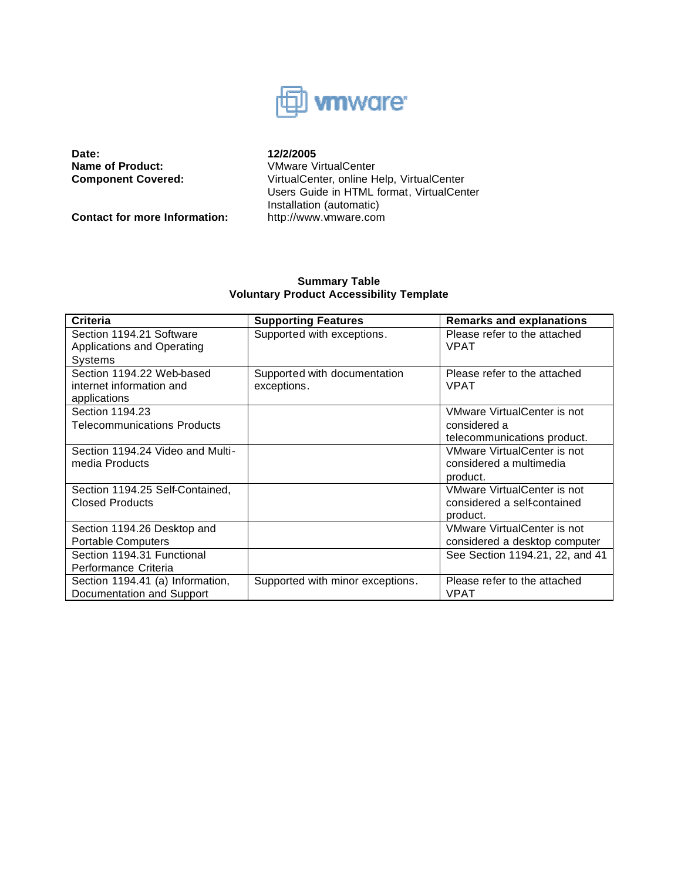**Date:** **12/2/2005**
**Name of Product:** VMware VirtualCenter
**Component Covered:** VirtualCenter, online Help, VirtualCenter Users Guide in HTML format, VirtualCenter Installation (automatic)
**Contact for more Information:** http://www.vmware.com

**Summary Table**
**Voluntary Product Accessibility Template**

| Criteria | Supporting Features | Remarks and explanations |
|---|---|---|
| Section 1194.21 Software Applications and Operating Systems | Supported with exceptions. | Please refer to the attached VPAT |
| Section 1194.22 Web-based internet information and applications | Supported with documentation exceptions. | Please refer to the attached VPAT |
| Section 1194.23 Telecommunications Products | | VMware VirtualCenter is not considered a telecommunications product. |
| Section 1194.24 Video and Multi-media Products | | VMware VirtualCenter is not considered a multimedia product. |
| Section 1194.25 Self-Contained, Closed Products | | VMware VirtualCenter is not considered a self-contained product. |
| Section 1194.26 Desktop and Portable Computers | | VMware VirtualCenter is not considered a desktop computer |
| Section 1194.31 Functional Performance Criteria | | See Section 1194.21, 22, and 41 |
| Section 1194.41 (a) Information, Documentation and Support | Supported with minor exceptions. | Please refer to the attached VPAT |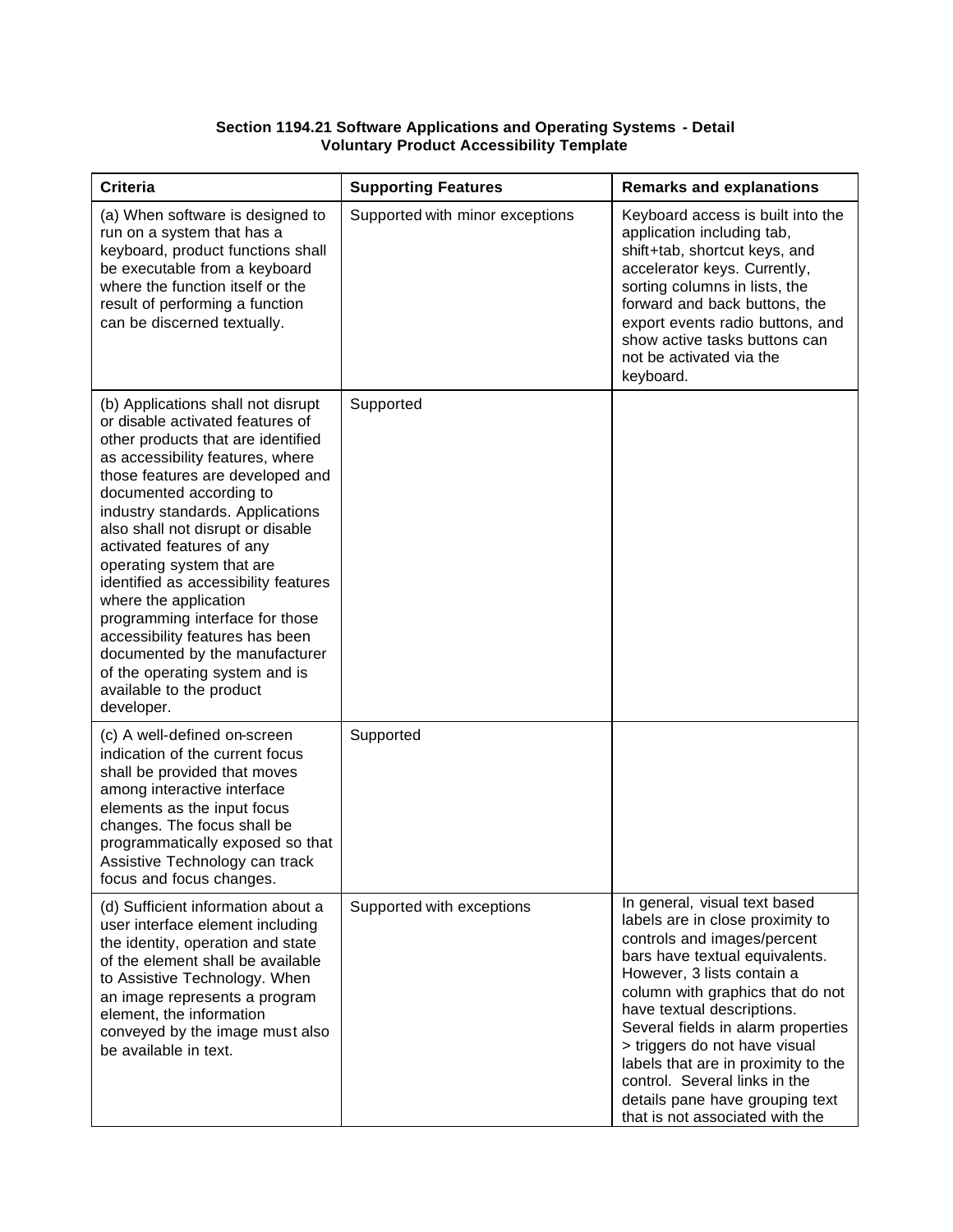**Section 1194.21 Software Applications and Operating Systems - Detail**
**Voluntary Product Accessibility Template**

| Criteria | Supporting Features | Remarks and explanations |
| --- | --- | --- |
| (a) When software is designed to run on a system that has a keyboard, product functions shall be executable from a keyboard where the function itself or the result of performing a function can be discerned textually. | Supported with minor exceptions | Keyboard access is built into the application including tab, shift+tab, shortcut keys, and accelerator keys. Currently, sorting columns in lists, the forward and back buttons, the export events radio buttons, and show active tasks buttons can not be activated via the keyboard. |
| (b) Applications shall not disrupt or disable activated features of other products that are identified as accessibility features, where those features are developed and documented according to industry standards. Applications also shall not disrupt or disable activated features of any operating system that are identified as accessibility features where the application programming interface for those accessibility features has been documented by the manufacturer of the operating system and is available to the product developer. | Supported | |
| (c) A well-defined on-screen indication of the current focus shall be provided that moves among interactive interface elements as the input focus changes. The focus shall be programmatically exposed so that Assistive Technology can track focus and focus changes. | Supported | |
| (d) Sufficient information about a user interface element including the identity, operation and state of the element shall be available to Assistive Technology. When an image represents a program element, the information conveyed by the image must also be available in text. | Supported with exceptions | In general, visual text based labels are in close proximity to controls and images/percent bars have textual equivalents. However, 3 lists contain a column with graphics that do not have textual descriptions. Several fields in alarm properties > triggers do not have visual labels that are in proximity to the control. Several links in the details pane have grouping text that is not associated with the |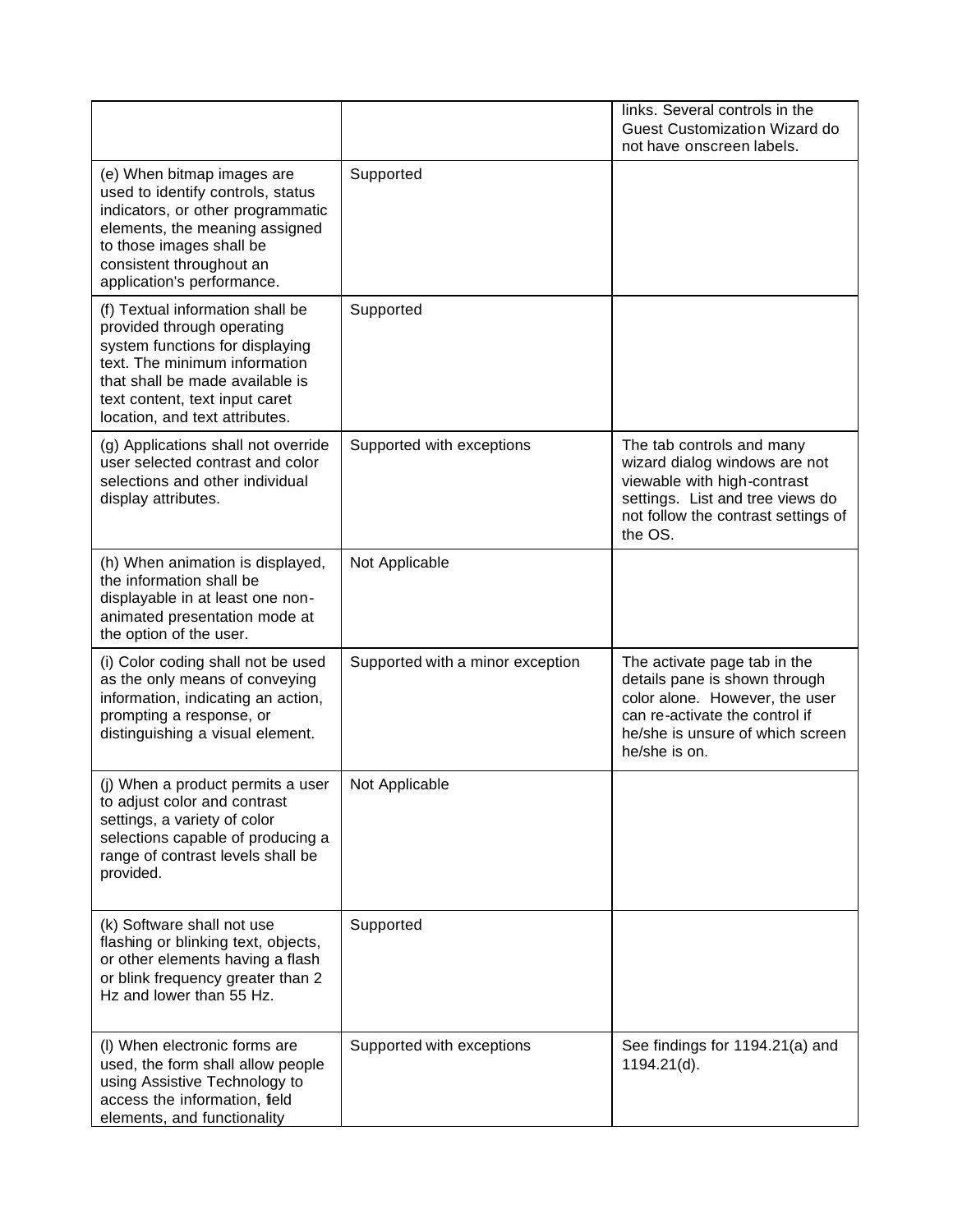| | | |
|---|---|---|
| | | links. Several controls in the Guest Customization Wizard do not have onscreen labels. |
| (e) When bitmap images are used to identify controls, status indicators, or other programmatic elements, the meaning assigned to those images shall be consistent throughout an application's performance. | Supported | |
| (f) Textual information shall be provided through operating system functions for displaying text. The minimum information that shall be made available is text content, text input caret location, and text attributes. | Supported | |
| (g) Applications shall not override user selected contrast and color selections and other individual display attributes. | Supported with exceptions | The tab controls and many wizard dialog windows are not viewable with high-contrast settings. List and tree views do not follow the contrast settings of the OS. |
| (h) When animation is displayed, the information shall be displayable in at least one non-animated presentation mode at the option of the user. | Not Applicable | |
| (i) Color coding shall not be used as the only means of conveying information, indicating an action, prompting a response, or distinguishing a visual element. | Supported with a minor exception | The activate page tab in the details pane is shown through color alone. However, the user can re-activate the control if he/she is unsure of which screen he/she is on. |
| (j) When a product permits a user to adjust color and contrast settings, a variety of color selections capable of producing a range of contrast levels shall be provided. | Not Applicable | |
| (k) Software shall not use flashing or blinking text, objects, or other elements having a flash or blink frequency greater than 2 Hz and lower than 55 Hz. | Supported | |
| (l) When electronic forms are used, the form shall allow people using Assistive Technology to access the information, field elements, and functionality | Supported with exceptions | See findings for 1194.21(a) and 1194.21(d). |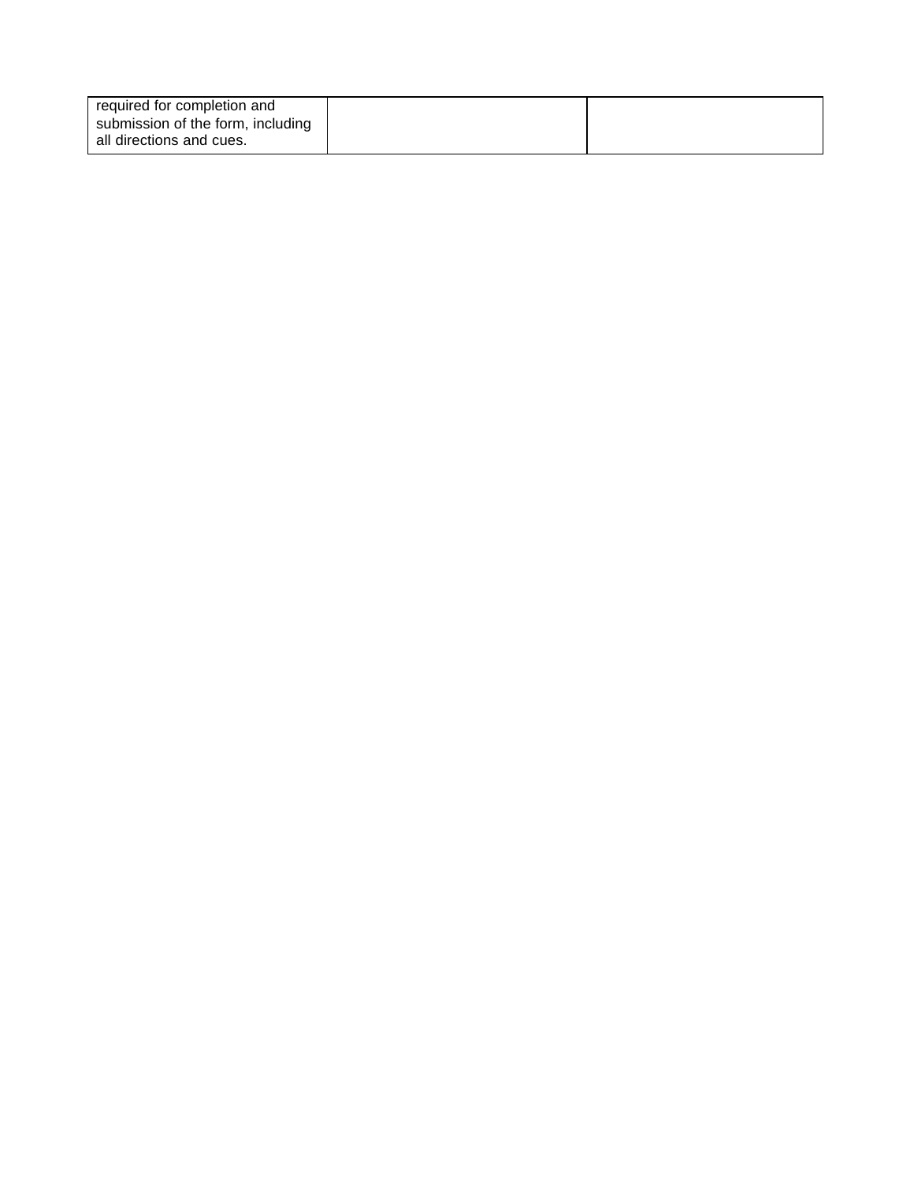| required for completion and submission of the form, including all directions and cues. | | |
|---|---|---|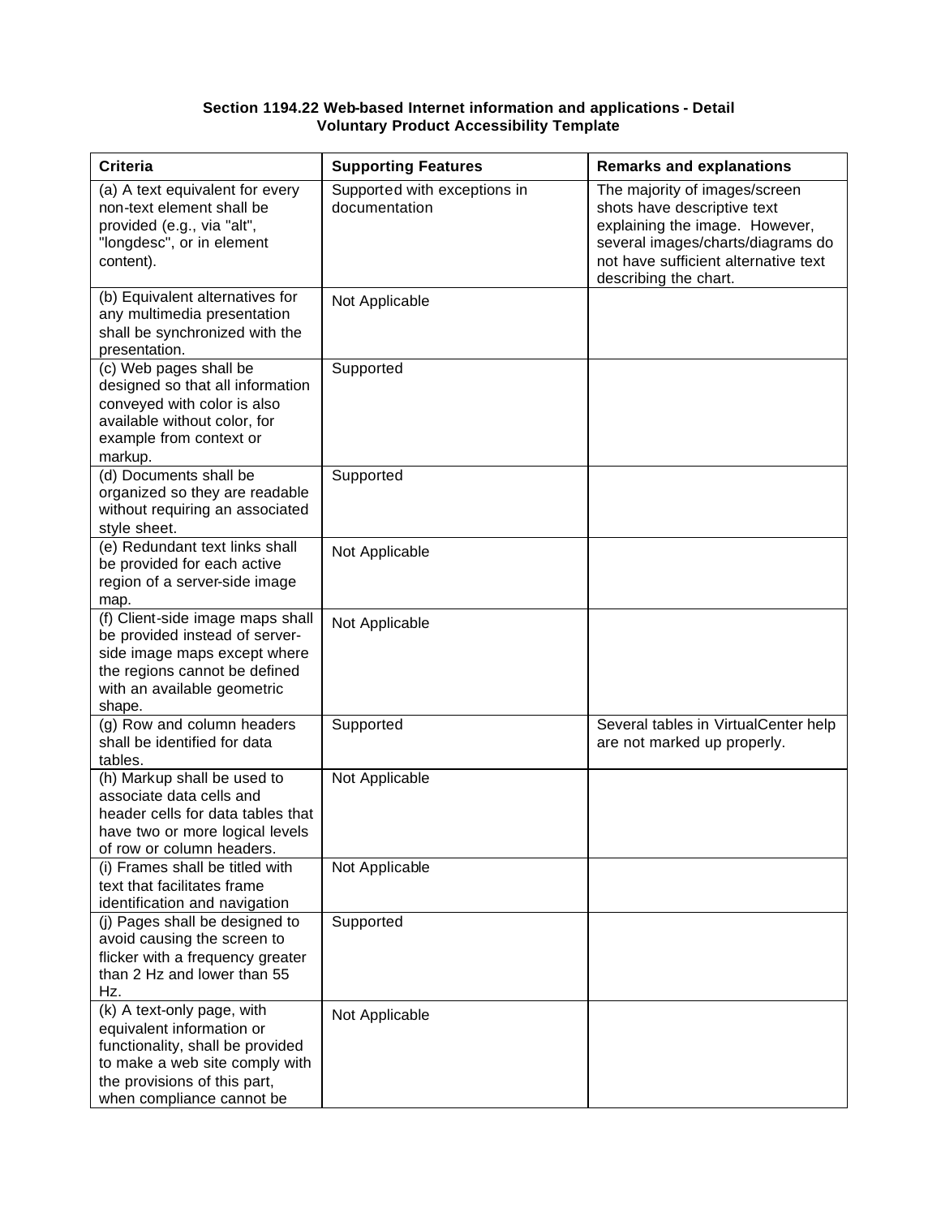**Section 1194.22 Web-based Internet information and applications - Detail**
**Voluntary Product Accessibility Template**

| Criteria | Supporting Features | Remarks and explanations |
|---|---|---|
| (a) A text equivalent for every non-text element shall be provided (e.g., via "alt", "longdesc", or in element content). | Supported with exceptions in documentation | The majority of images/screen shots have descriptive text explaining the image. However, several images/charts/diagrams do not have sufficient alternative text describing the chart. |
| (b) Equivalent alternatives for any multimedia presentation shall be synchronized with the presentation. | Not Applicable | |
| (c) Web pages shall be designed so that all information conveyed with color is also available without color, for example from context or markup. | Supported | |
| (d) Documents shall be organized so they are readable without requiring an associated style sheet. | Supported | |
| (e) Redundant text links shall be provided for each active region of a server-side image map. | Not Applicable | |
| (f) Client-side image maps shall be provided instead of server-side image maps except where the regions cannot be defined with an available geometric shape. | Not Applicable | |
| (g) Row and column headers shall be identified for data tables. | Supported | Several tables in VirtualCenter help are not marked up properly. |
| (h) Markup shall be used to associate data cells and header cells for data tables that have two or more logical levels of row or column headers. | Not Applicable | |
| (i) Frames shall be titled with text that facilitates frame identification and navigation | Not Applicable | |
| (j) Pages shall be designed to avoid causing the screen to flicker with a frequency greater than 2 Hz and lower than 55 Hz. | Supported | |
| (k) A text-only page, with equivalent information or functionality, shall be provided to make a web site comply with the provisions of this part, when compliance cannot be | Not Applicable | |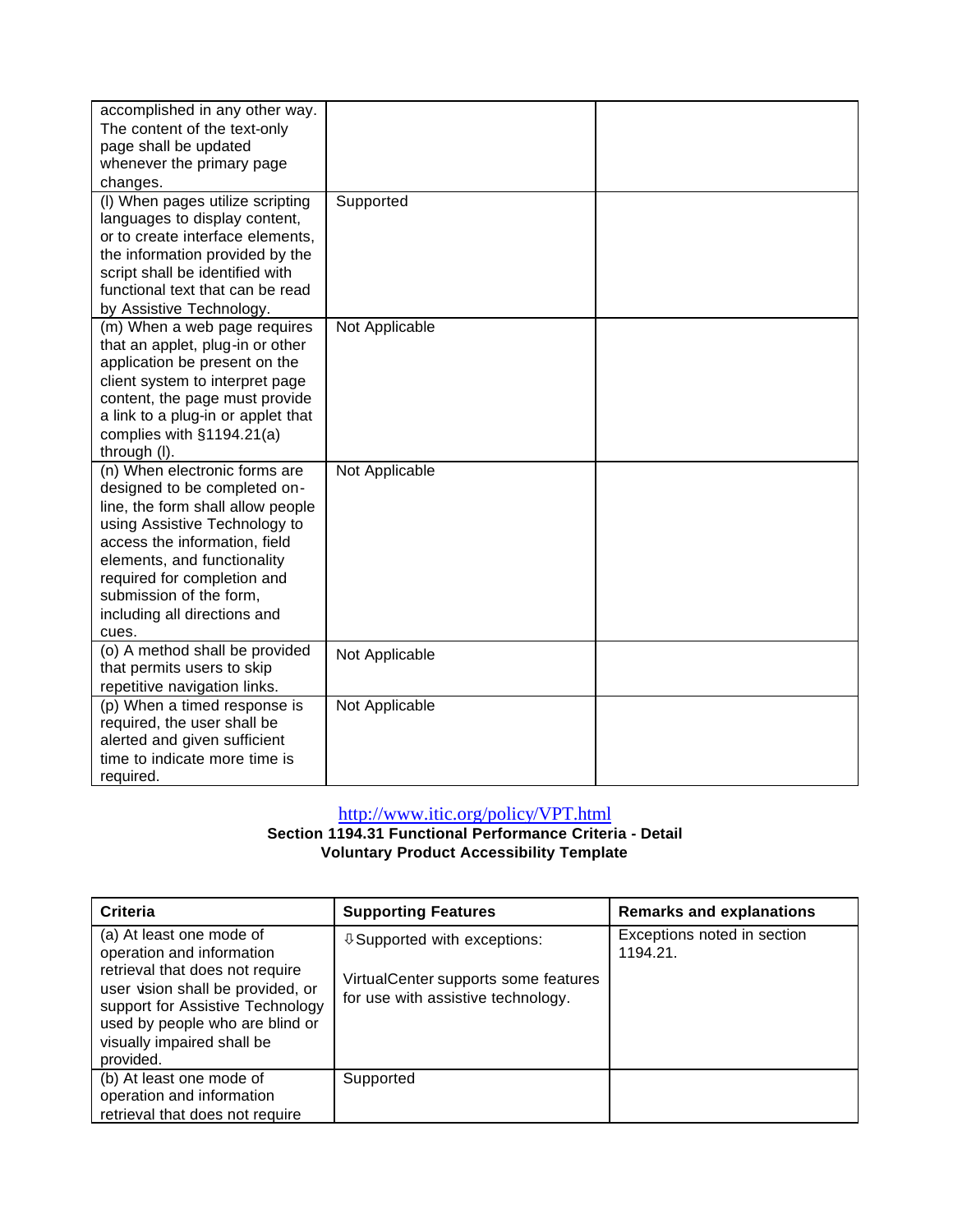| | | |
|---|---|---|
| accomplished in any other way. The content of the text-only page shall be updated whenever the primary page changes. | | |
| (l) When pages utilize scripting languages to display content, or to create interface elements, the information provided by the script shall be identified with functional text that can be read by Assistive Technology. | Supported | |
| (m) When a web page requires that an applet, plug-in or other application be present on the client system to interpret page content, the page must provide a link to a plug-in or applet that complies with §1194.21(a) through (l). | Not Applicable | |
| (n) When electronic forms are designed to be completed on-line, the form shall allow people using Assistive Technology to access the information, field elements, and functionality required for completion and submission of the form, including all directions and cues. | Not Applicable | |
| (o) A method shall be provided that permits users to skip repetitive navigation links. | Not Applicable | |
| (p) When a timed response is required, the user shall be alerted and given sufficient time to indicate more time is required. | Not Applicable | |

http://www.itic.org/policy/VPT.html

**Section 1194.31 Functional Performance Criteria - Detail**
**Voluntary Product Accessibility Template**

| Criteria | Supporting Features | Remarks and explanations |
|---|---|---|
| (a) At least one mode of operation and information retrieval that does not require user vision shall be provided, or support for Assistive Technology used by people who are blind or visually impaired shall be provided. | ⇩Supported with exceptions:<br><br>VirtualCenter supports some features for use with assistive technology. | Exceptions noted in section 1194.21. |
| (b) At least one mode of operation and information retrieval that does not require | Supported | |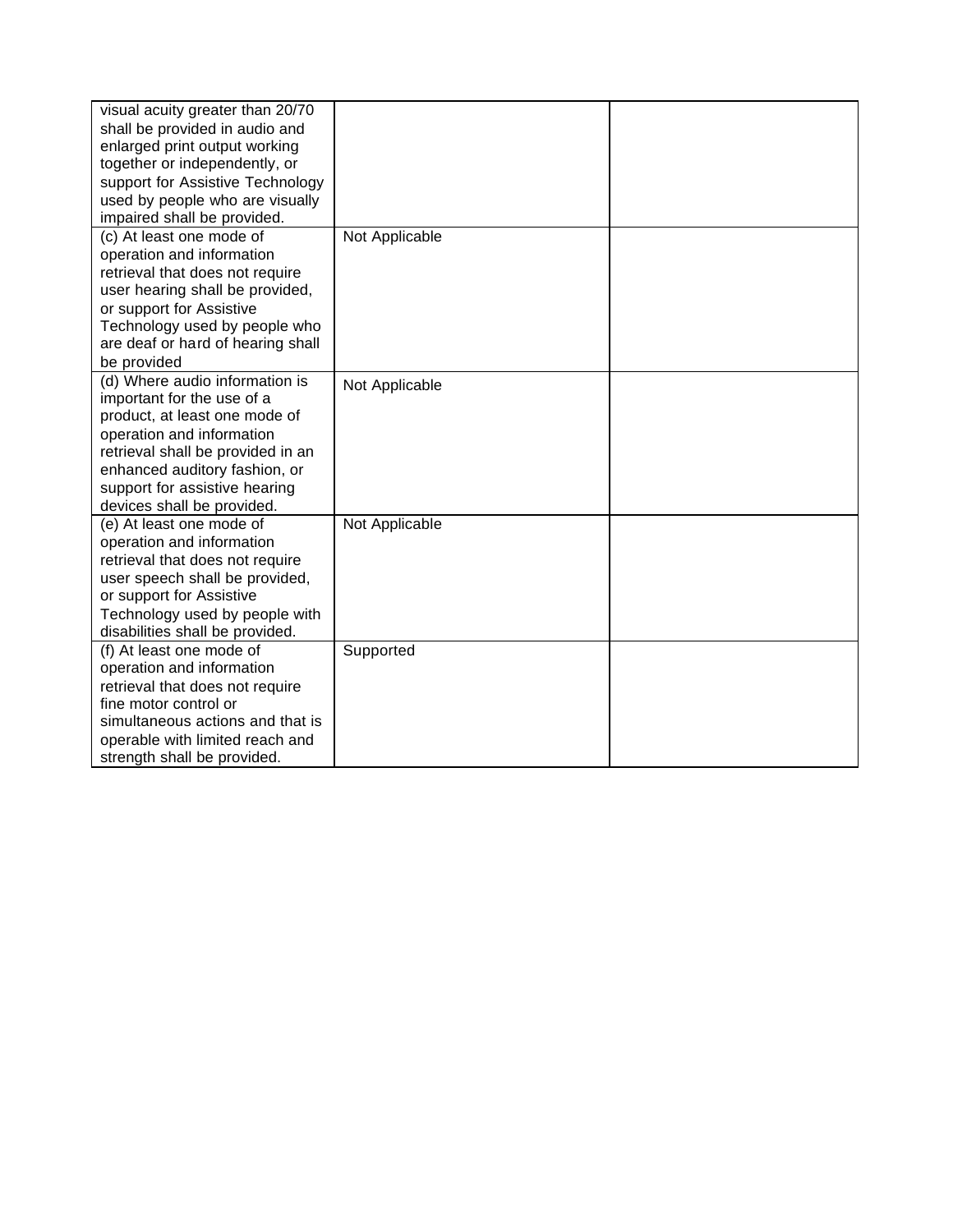| | | |
|---|---|---|
| visual acuity greater than 20/70 shall be provided in audio and enlarged print output working together or independently, or support for Assistive Technology used by people who are visually impaired shall be provided. | | |
| (c) At least one mode of operation and information retrieval that does not require user hearing shall be provided, or support for Assistive Technology used by people who are deaf or hard of hearing shall be provided | Not Applicable | |
| (d) Where audio information is important for the use of a product, at least one mode of operation and information retrieval shall be provided in an enhanced auditory fashion, or support for assistive hearing devices shall be provided. | Not Applicable | |
| (e) At least one mode of operation and information retrieval that does not require user speech shall be provided, or support for Assistive Technology used by people with disabilities shall be provided. | Not Applicable | |
| (f) At least one mode of operation and information retrieval that does not require fine motor control or simultaneous actions and that is operable with limited reach and strength shall be provided. | Supported | |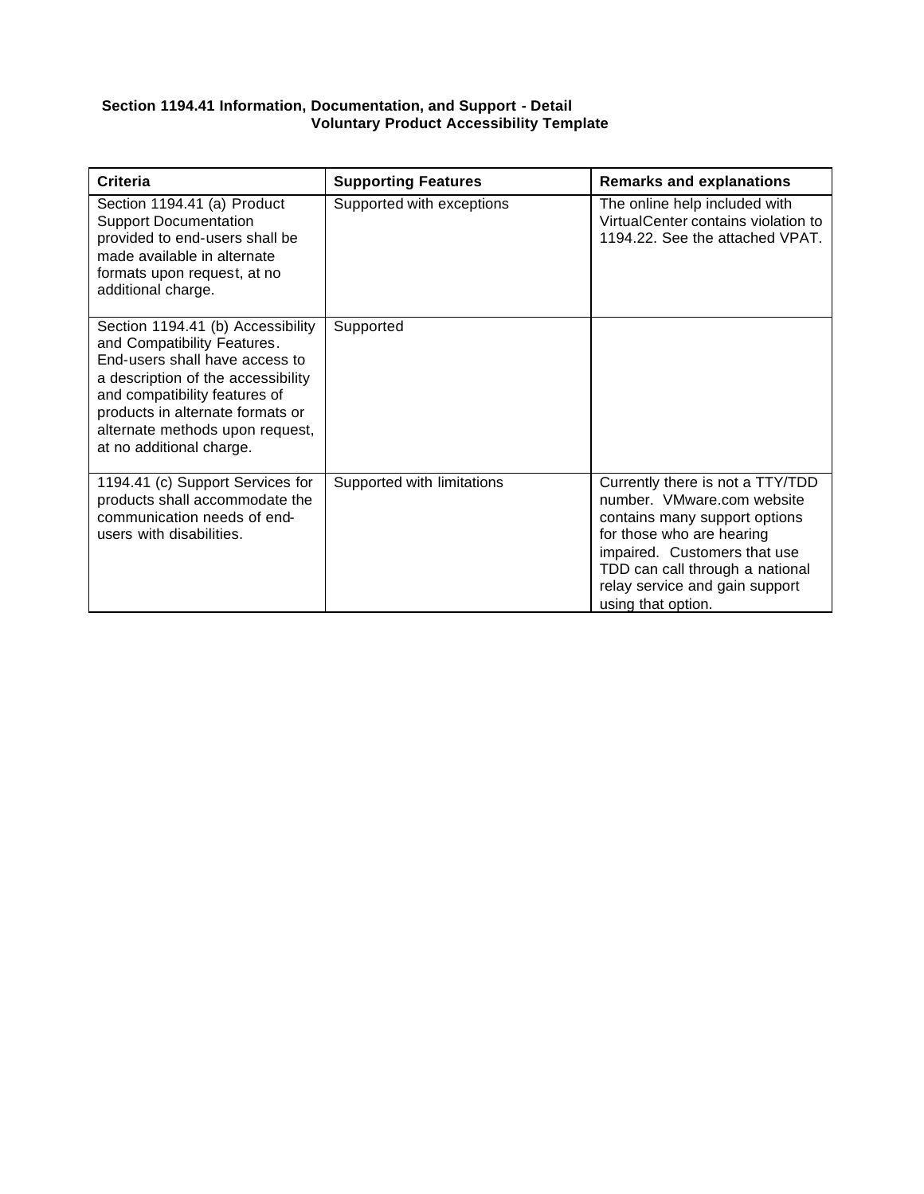**Section 1194.41 Information, Documentation, and Support - Detail**
**Voluntary Product Accessibility Template**

| Criteria | Supporting Features | Remarks and explanations |
|---|---|---|
| Section 1194.41 (a) Product Support Documentation provided to end-users shall be made available in alternate formats upon request, at no additional charge. | Supported with exceptions | The online help included with VirtualCenter contains violation to 1194.22. See the attached VPAT. |
| Section 1194.41 (b) Accessibility and Compatibility Features. End-users shall have access to a description of the accessibility and compatibility features of products in alternate formats or alternate methods upon request, at no additional charge. | Supported | |
| 1194.41 (c) Support Services for products shall accommodate the communication needs of end-users with disabilities. | Supported with limitations | Currently there is not a TTY/TDD number. VMware.com website contains many support options for those who are hearing impaired. Customers that use TDD can call through a national relay service and gain support using that option. |